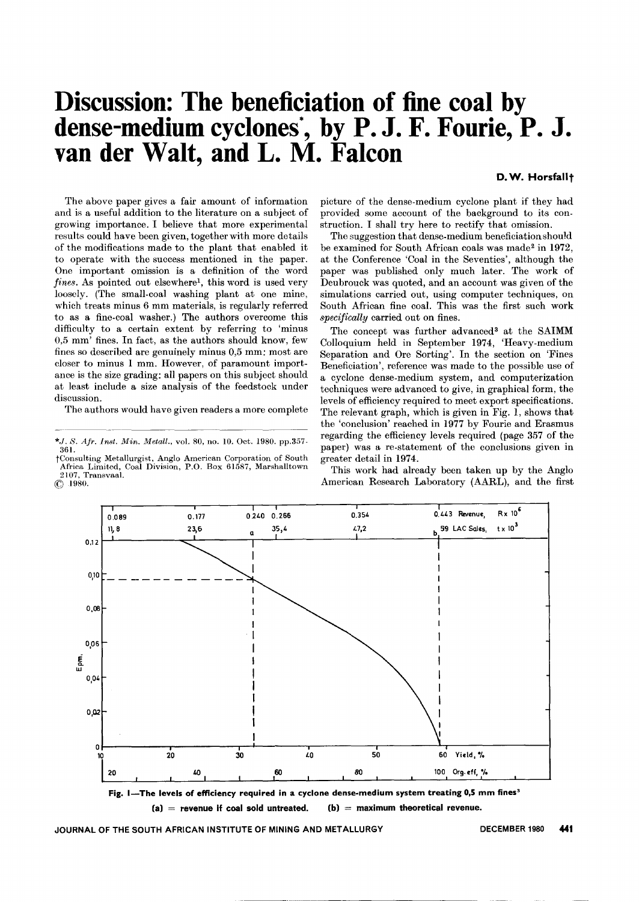# Discussion: The beneficiation of fine coal by dense-medium cyclones*, by P. J. F. Fourie, P. J. van der Walt, and L. M. Falcon

**D. W. Horsfall†**

The above paper gives a fair amount of information and is a useful addition to the literature on a subject of growing importance. I believe that more experimental results could have been given, together with more details of the modifications made to the plant that enabled it to operate with the success mentioned in the paper. One important omission is a definition of the word *fines*. As pointed out elsewhere[1], this word is used very loosely. (The small-coal washing plant at one mine, which treats minus 6 mm materials, is regularly referred to as a fine-coal washer.) The authors overcome this difficulty to a certain extent by referring to 'minus 0,5 mm' fines. In fact, as the authors should know, few fines so described are genuinely minus 0,5 mm: most are closer to minus 1 mm. However, of paramount importance is the size grading: all papers on this subject should at least include a size analysis of the feedstock under discussion.

The authors would have given readers a more complete picture of the dense-medium cyclone plant if they had provided some account of the background to its construction. I shall try here to rectify that omission.

The suggestion that dense-medium beneficiation should be examined for South African coals was made[2] in 1972, at the Conference 'Coal in the Seventies', although the paper was published only much later. The work of Deubrouck was quoted, and an account was given of the simulations carried out, using computer techniques, on South African fine coal. This was the first such work *specifically* carried out on fines.

The concept was further advanced[3] at the SAIMM Colloquium held in September 1974, 'Heavy-medium Separation and Ore Sorting'. In the section on 'Fines Beneficiation', reference was made to the possible use of a cyclone dense-medium system, and computerization techniques were advanced to give, in graphical form, the levels of efficiency required to meet export specifications. The relevant graph, which is given in Fig. 1, shows that the 'conclusion' reached in 1977 by Fourie and Erasmus regarding the efficiency levels required (page 357 of the paper) was a re-statement of the conclusions given in greater detail in 1974.

This work had already been taken up by the Anglo American Research Laboratory (AARL), and the first

---

*J. S. Afr. Inst. Min. Metall., vol. 80, no. 10. Oct. 1980. pp.357-361.

†Consulting Metallurgist, Anglo American Corporation of South Africa Limited, Coal Division, P.O. Box 61587, Marshalltown 2107, Transvaal.

© 1980.

---

**Fig. 1—The levels of efficiency required in a cyclone dense-medium system treating 0,5 mm fines[3]**

**(a) = revenue if coal sold untreated. (b) = maximum theoretical revenue.**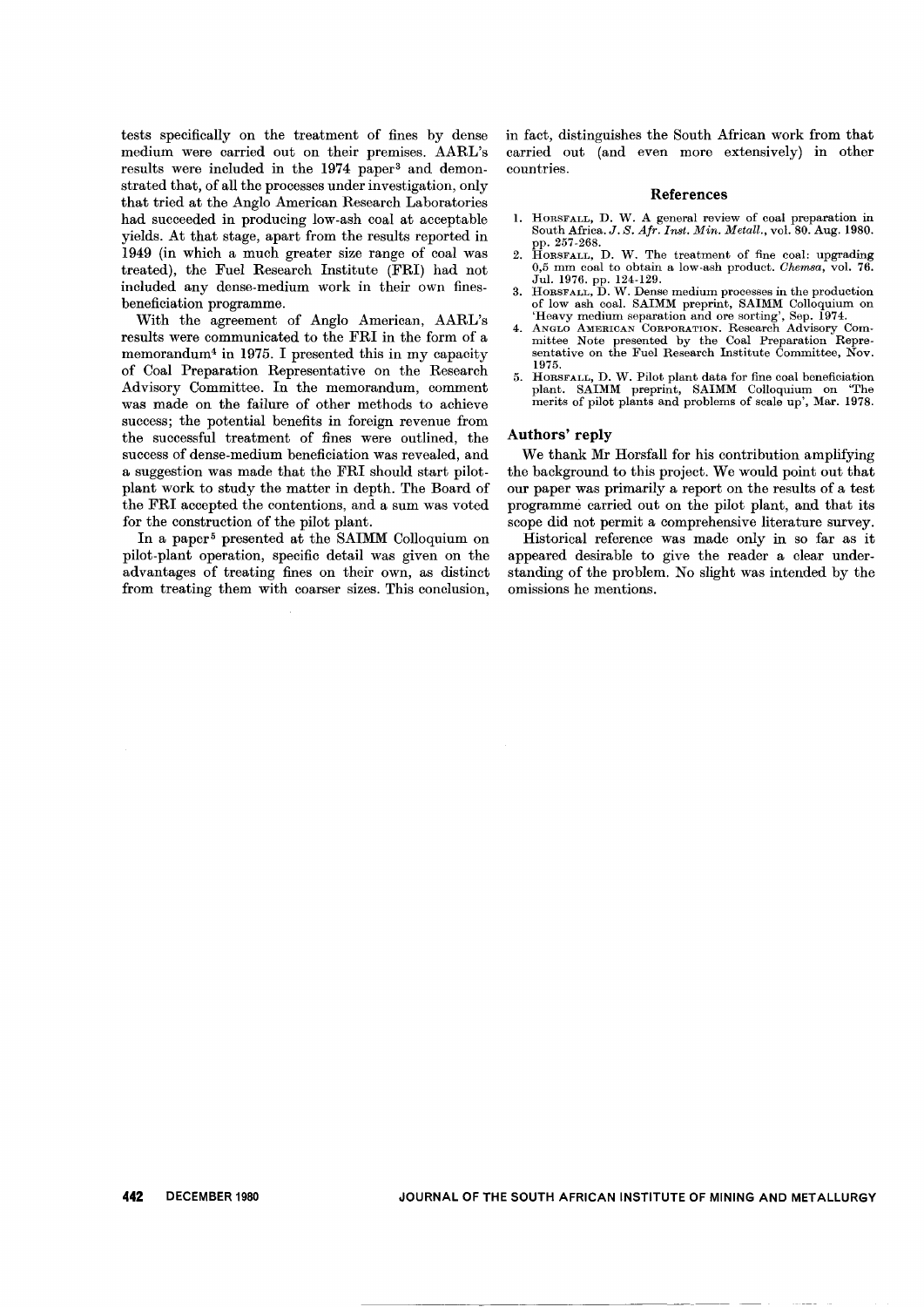tests specifically on the treatment of fines by dense medium were carried out on their premises. AARL's results were included in the 1974 paper[3] and demonstrated that, of all the processes under investigation, only that tried at the Anglo American Research Laboratories had succeeded in producing low-ash coal at acceptable yields. At that stage, apart from the results reported in 1949 (in which a much greater size range of coal was treated), the Fuel Research Institute (FRI) had not included any dense-medium work in their own fines-beneficiation programme.

With the agreement of Anglo American, AARL's results were communicated to the FRI in the form of a memorandum[4] in 1975. I presented this in my capacity of Coal Preparation Representative on the Research Advisory Committee. In the memorandum, comment was made on the failure of other methods to achieve success; the potential benefits in foreign revenue from the successful treatment of fines were outlined, the success of dense-medium beneficiation was revealed, and a suggestion was made that the FRI should start pilot-plant work to study the matter in depth. The Board of the FRI accepted the contentions, and a sum was voted for the construction of the pilot plant.

In a paper[5] presented at the SAIMM Colloquium on pilot-plant operation, specific detail was given on the advantages of treating fines on their own, as distinct from treating them with coarser sizes. This conclusion, in fact, distinguishes the South African work from that carried out (and even more extensively) in other countries.

### References

1. Horsfall, D. W. A general review of coal preparation in South Africa. *J. S. Afr. Inst. Min. Metall.*, vol. 80. Aug. 1980. pp. 257-268.
2. Horsfall, D. W. The treatment of fine coal: upgrading 0,5 mm coal to obtain a low-ash product. *Chemsa*, vol. 76. Jul. 1976. pp. 124-129.
3. Horsfall, D. W. Dense medium processes in the production of low ash coal. SAIMM preprint, SAIMM Colloquium on 'Heavy medium separation and ore sorting', Sep. 1974.
4. Anglo American Corporation. Research Advisory Committee Note presented by the Coal Preparation Representative on the Fuel Research Institute Committee, Nov. 1975.
5. Horsfall, D. W. Pilot plant data for fine coal beneficiation plant. SAIMM preprint, SAIMM Colloquium on 'The merits of pilot plants and problems of scale up', Mar. 1978.

## Authors' reply

We thank Mr Horsfall for his contribution amplifying the background to this project. We would point out that our paper was primarily a report on the results of a test programme carried out on the pilot plant, and that its scope did not permit a comprehensive literature survey.

Historical reference was made only in so far as it appeared desirable to give the reader a clear understanding of the problem. No slight was intended by the omissions he mentions.